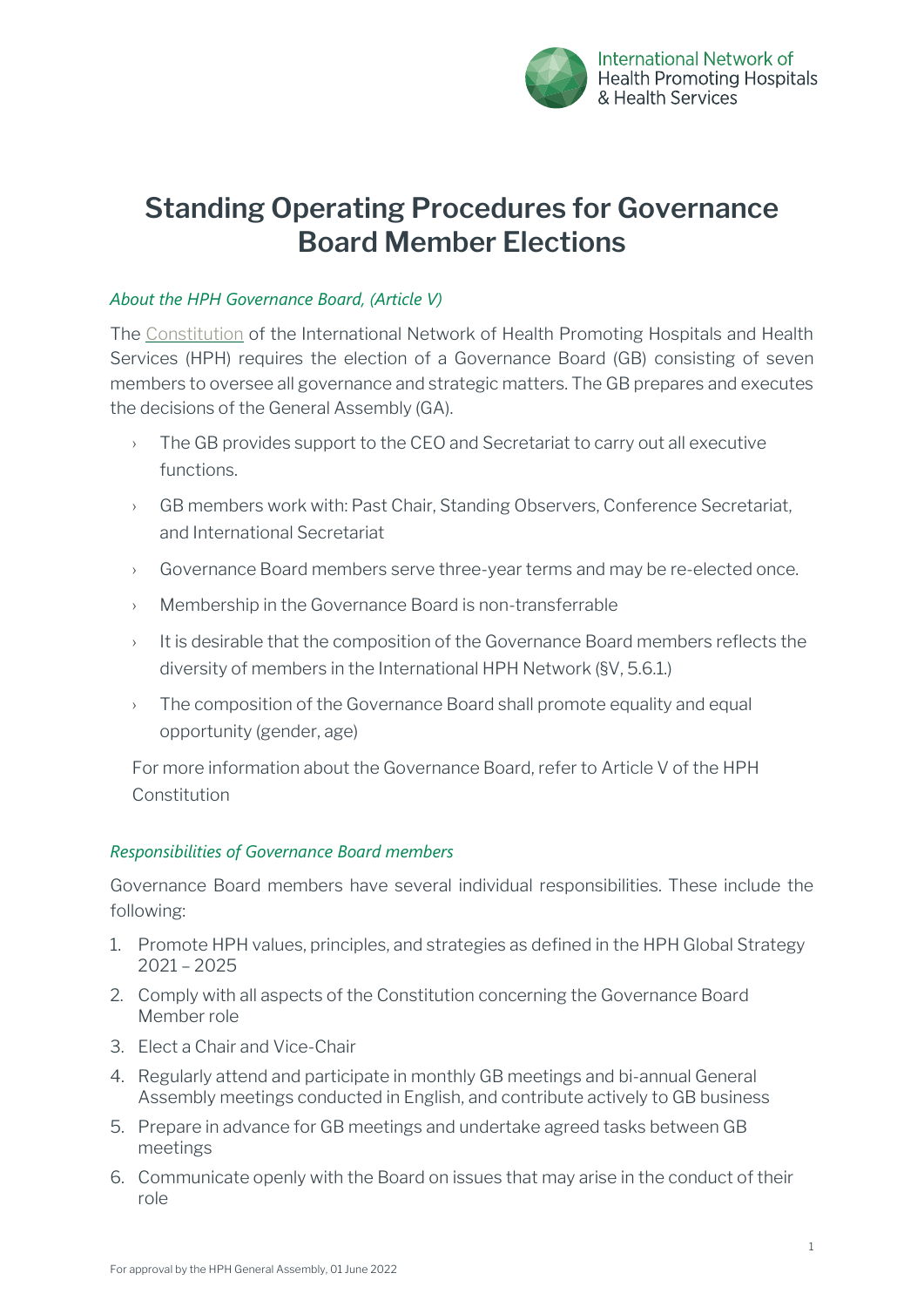# Standing Operating Procedures for Governance Board Member Elections

*About the HPH Governance Board, (Article V)*

The Constitution of the International Network of Health Promoting Hospitals and Health Services (HPH) requires the election of a Governance Board (GB) consisting of seven members to oversee all governance and strategic matters. The GB prepares and executes the decisions of the General Assembly (GA).

- The GB provides support to the CEO and Secretariat to carry out all executive functions.
- GB members work with: Past Chair, Standing Observers, Conference Secretariat, and International Secretariat
- Governance Board members serve three-year terms and may be re-elected once.
- Membership in the Governance Board is non-transferrable
- It is desirable that the composition of the Governance Board members reflects the diversity of members in the International HPH Network (§V, 5.6.1.)
- The composition of the Governance Board shall promote equality and equal opportunity (gender, age)

For more information about the Governance Board, refer to Article V of the HPH Constitution

*Responsibilities of Governance Board members*

Governance Board members have several individual responsibilities. These include the following:

1. Promote HPH values, principles, and strategies as defined in the HPH Global Strategy 2021 – 2025
2. Comply with all aspects of the Constitution concerning the Governance Board Member role
3. Elect a Chair and Vice-Chair
4. Regularly attend and participate in monthly GB meetings and bi-annual General Assembly meetings conducted in English, and contribute actively to GB business
5. Prepare in advance for GB meetings and undertake agreed tasks between GB meetings
6. Communicate openly with the Board on issues that may arise in the conduct of their role

For approval by the HPH General Assembly, 01 June 2022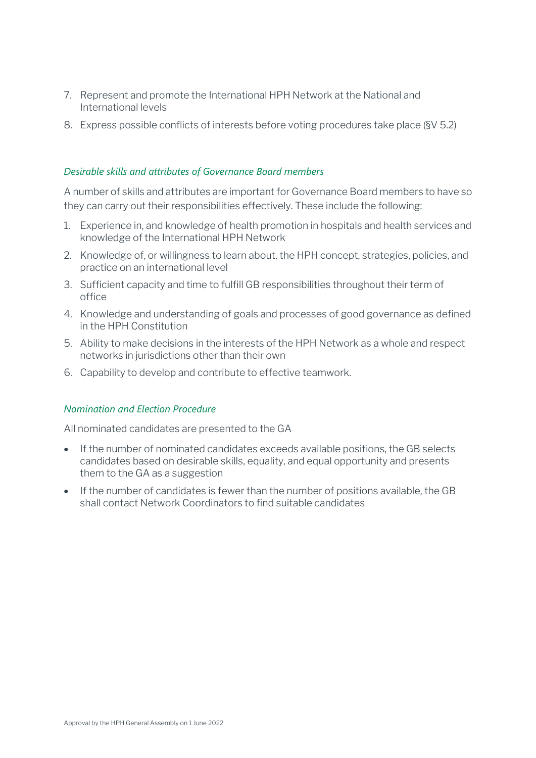7. Represent and promote the International HPH Network at the National and International levels
8. Express possible conflicts of interests before voting procedures take place (§V 5.2)

*Desirable skills and attributes of Governance Board members*

A number of skills and attributes are important for Governance Board members to have so they can carry out their responsibilities effectively. These include the following:

1. Experience in, and knowledge of health promotion in hospitals and health services and knowledge of the International HPH Network
2. Knowledge of, or willingness to learn about, the HPH concept, strategies, policies, and practice on an international level
3. Sufficient capacity and time to fulfill GB responsibilities throughout their term of office
4. Knowledge and understanding of goals and processes of good governance as defined in the HPH Constitution
5. Ability to make decisions in the interests of the HPH Network as a whole and respect networks in jurisdictions other than their own
6. Capability to develop and contribute to effective teamwork.

*Nomination and Election Procedure*

All nominated candidates are presented to the GA

- If the number of nominated candidates exceeds available positions, the GB selects candidates based on desirable skills, equality, and equal opportunity and presents them to the GA as a suggestion
- If the number of candidates is fewer than the number of positions available, the GB shall contact Network Coordinators to find suitable candidates

Approval by the HPH General Assembly on 1 June 2022